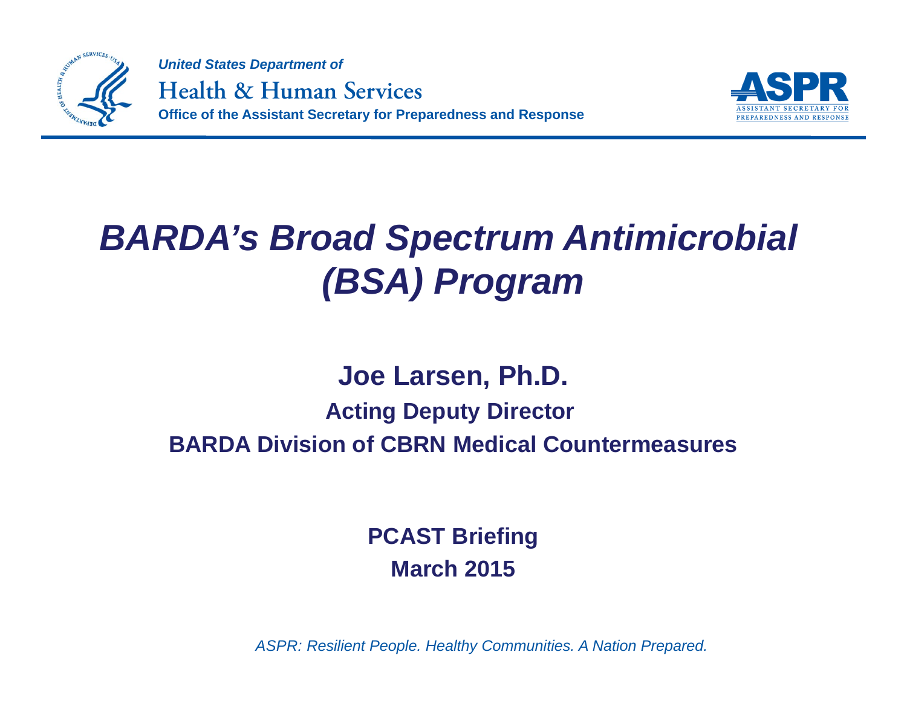*United States Department of*

Health & Human Services

**Office of the Assistant Secretary for Preparedness and Response**

ASPR — ASSISTANT SECRETARY FOR PREPAREDNESS AND RESPONSE

# *BARDA's Broad Spectrum Antimicrobial (BSA) Program*

**Joe Larsen, Ph.D.**

**Acting Deputy Director**

**BARDA Division of CBRN Medical Countermeasures**

**PCAST Briefing**

**March 2015**

*ASPR: Resilient People. Healthy Communities. A Nation Prepared.*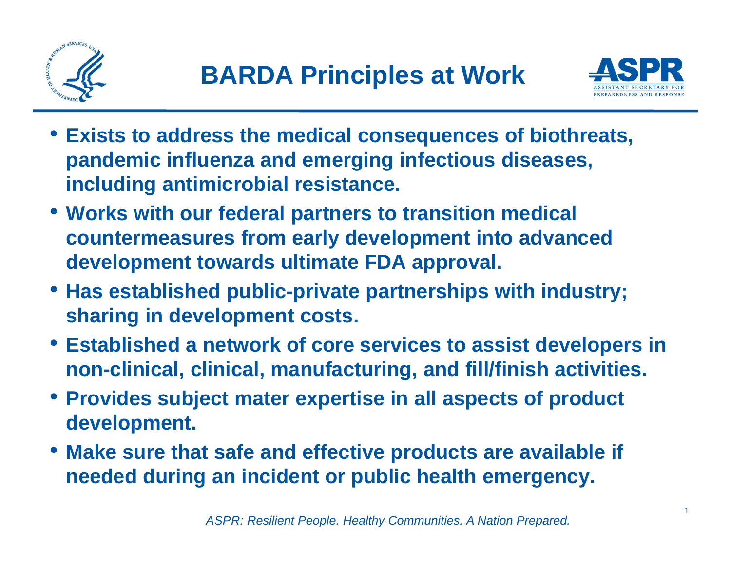# BARDA Principles at Work

- **Exists to address the medical consequences of biothreats, pandemic influenza and emerging infectious diseases, including antimicrobial resistance.**
- **Works with our federal partners to transition medical countermeasures from early development into advanced development towards ultimate FDA approval.**
- **Has established public-private partnerships with industry; sharing in development costs.**
- **Established a network of core services to assist developers in non-clinical, clinical, manufacturing, and fill/finish activities.**
- **Provides subject mater expertise in all aspects of product development.**
- **Make sure that safe and effective products are available if needed during an incident or public health emergency.**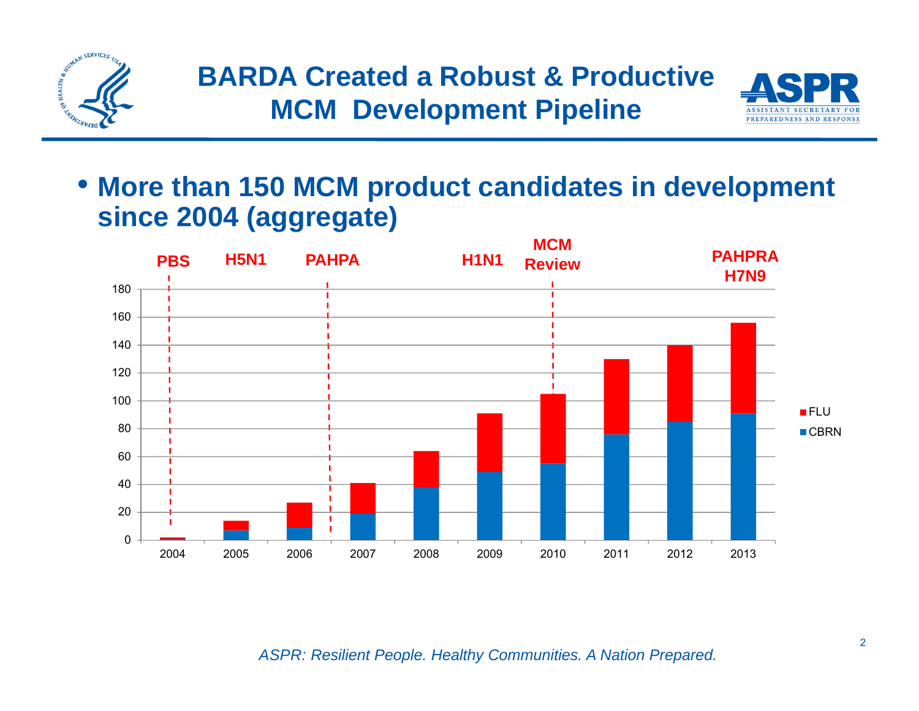# BARDA Created a Robust & Productive MCM Development Pipeline

- **More than 150 MCM product candidates in development since 2004 (aggregate)**

Chart annotations: PBS (2004), H5N1 (2005), PAHPA (2006–2007), H1N1 (2009), MCM Review (2010), PAHPRA H7N9 (2013)

| Year | CBRN | FLU | Total |
|---|---|---|---|
| 2004 | 1 | 1 | 2 |
| 2005 | 7 | 7 | 14 |
| 2006 | 9 | 18 | 27 |
| 2007 | 19 | 22 | 41 |
| 2008 | 38 | 26 | 64 |
| 2009 | 49 | 42 | 91 |
| 2010 | 55 | 50 | 105 |
| 2011 | 76 | 54 | 130 |
| 2012 | 85 | 55 | 140 |
| 2013 | 91 | 65 | 156 |

*ASPR: Resilient People. Healthy Communities. A Nation Prepared.*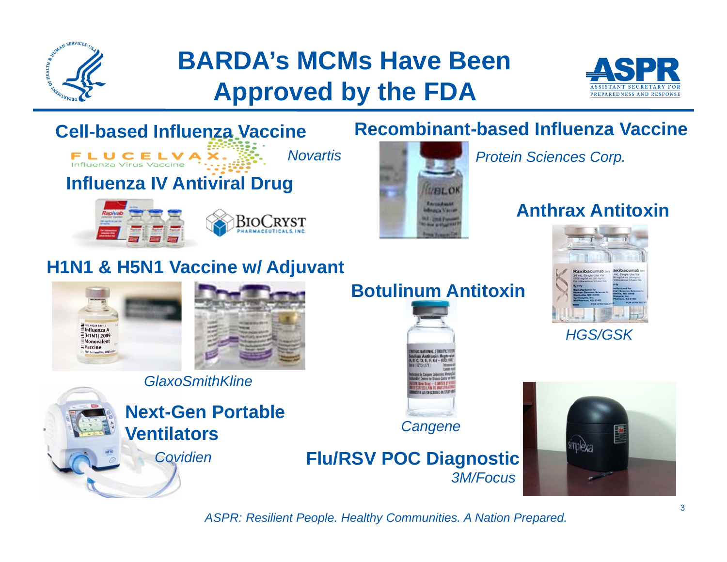# BARDA's MCMs Have Been Approved by the FDA

## Cell-based Influenza Vaccine

FLUCELVAX. Influenza Virus Vaccine

*Novartis*

## Influenza IV Antiviral Drug

BioCryst Pharmaceuticals, Inc.

## H1N1 & H5N1 Vaccine w/ Adjuvant

*GlaxoSmithKline*

## Next-Gen Portable Ventilators

*Covidien*

## Recombinant-based Influenza Vaccine

*Protein Sciences Corp.*

## Anthrax Antitoxin

*HGS/GSK*

## Botulinum Antitoxin

*Cangene*

## Flu/RSV POC Diagnostic

*3M/Focus*

*ASPR: Resilient People. Healthy Communities. A Nation Prepared.*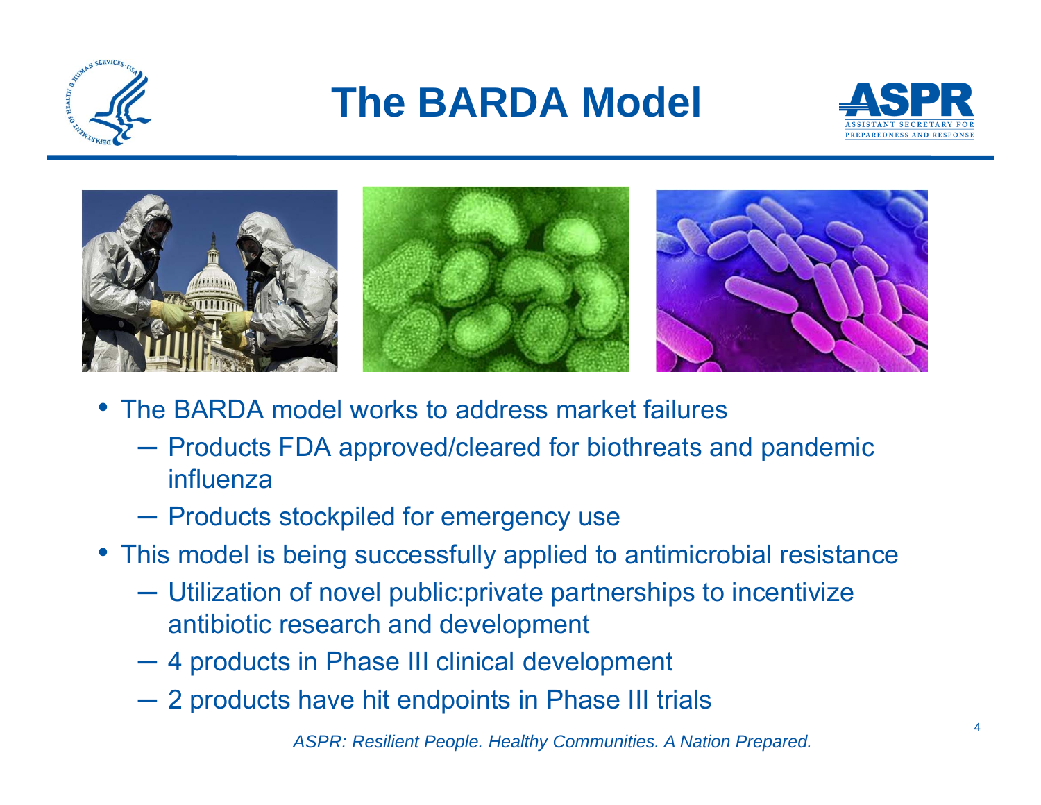# The BARDA Model

- The BARDA model works to address market failures
  - Products FDA approved/cleared for biothreats and pandemic influenza
  - Products stockpiled for emergency use
- This model is being successfully applied to antimicrobial resistance
  - Utilization of novel public:private partnerships to incentivize antibiotic research and development
  - 4 products in Phase III clinical development
  - 2 products have hit endpoints in Phase III trials

*ASPR: Resilient People. Healthy Communities. A Nation Prepared.*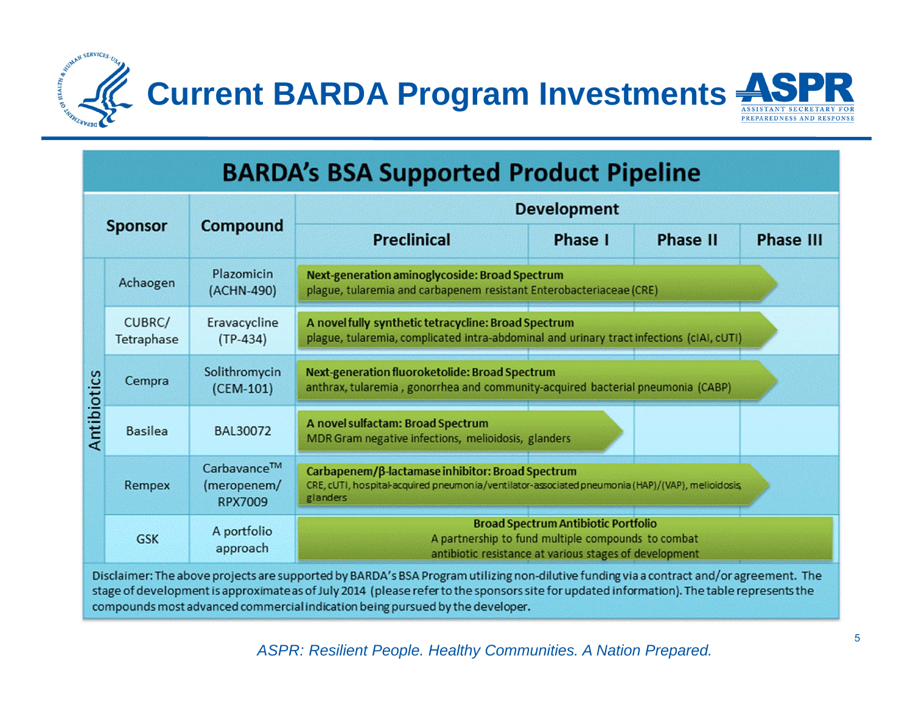# Current BARDA Program Investments

## BARDA's BSA Supported Product Pipeline

| | Sponsor | Compound | Development: Preclinical | Phase I | Phase II | Phase III |
|---|---|---|---|---|---|---|
| Antibiotics | Achaogen | Plazomicin (ACHN-490) | **Next-generation aminoglycoside: Broad Spectrum** plague, tularemia and carbapenem resistant Enterobacteriaceae (CRE) → Phase III | | | |
| | CUBRC/ Tetraphase | Eravacycline (TP-434) | **A novel fully synthetic tetracycline: Broad Spectrum** plague, tularemia, complicated intra-abdominal and urinary tract infections (cIAI, cUTI) → Phase III | | | |
| | Cempra | Solithromycin (CEM-101) | **Next-generation fluoroketolide: Broad Spectrum** anthrax, tularemia, gonorrhea and community-acquired bacterial pneumonia (CABP) → Phase III | | | |
| | Basilea | BAL30072 | **A novel sulfactam: Broad Spectrum** MDR Gram negative infections, melioidosis, glanders → Phase I | | | |
| | Rempex | Carbavance™ (meropenem/ RPX7009 | **Carbapenem/β-lactamase inhibitor: Broad Spectrum** CRE, cUTI, hospital-acquired pneumonia/ventilator-associated pneumonia (HAP)/(VAP), melioidosis, glanders → Phase III | | | |
| | GSK | A portfolio approach | **Broad Spectrum Antibiotic Portfolio** A partnership to fund multiple compounds to combat antibiotic resistance at various stages of development (Preclinical through Phase III) | | | |

Disclaimer: The above projects are supported by BARDA's BSA Program utilizing non-dilutive funding via a contract and/or agreement. The stage of development is approximate as of July 2014 (please refer to the sponsors site for updated information). The table represents the compounds most advanced commercial indication being pursued by the developer.

*ASPR: Resilient People. Healthy Communities. A Nation Prepared.*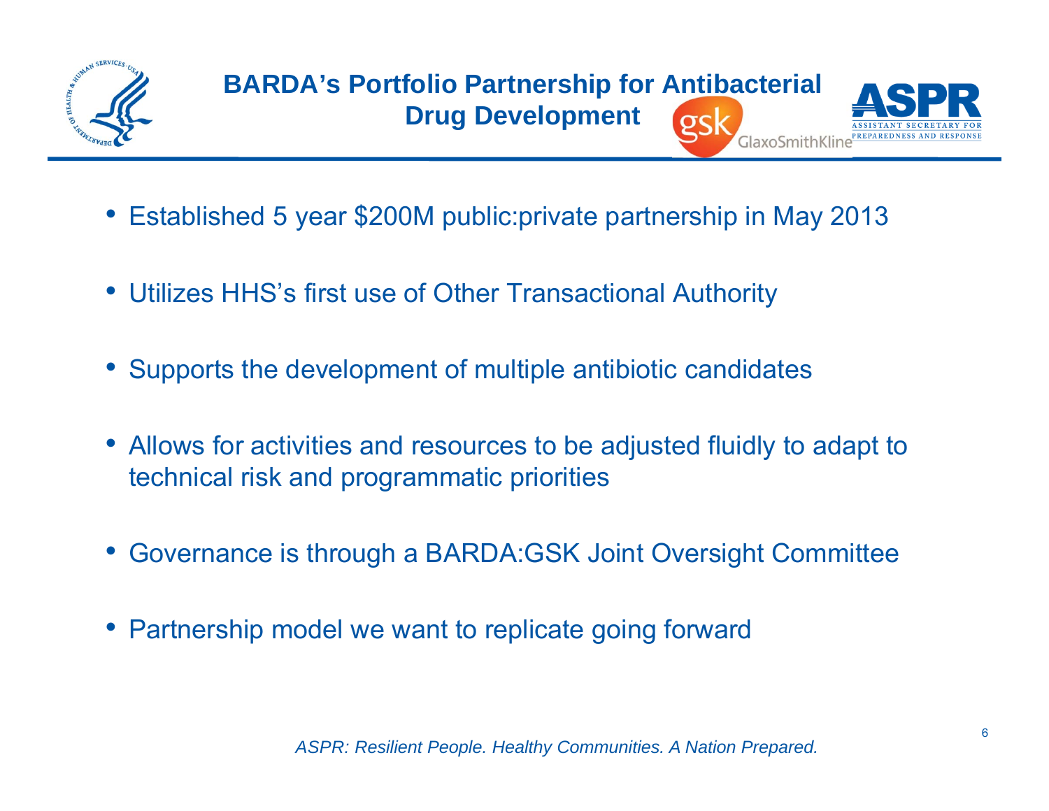# BARDA's Portfolio Partnership for Antibacterial Drug Development

- Established 5 year $200M public:private partnership in May 2013
- Utilizes HHS's first use of Other Transactional Authority
- Supports the development of multiple antibiotic candidates
- Allows for activities and resources to be adjusted fluidly to adapt to technical risk and programmatic priorities
- Governance is through a BARDA:GSK Joint Oversight Committee
- Partnership model we want to replicate going forward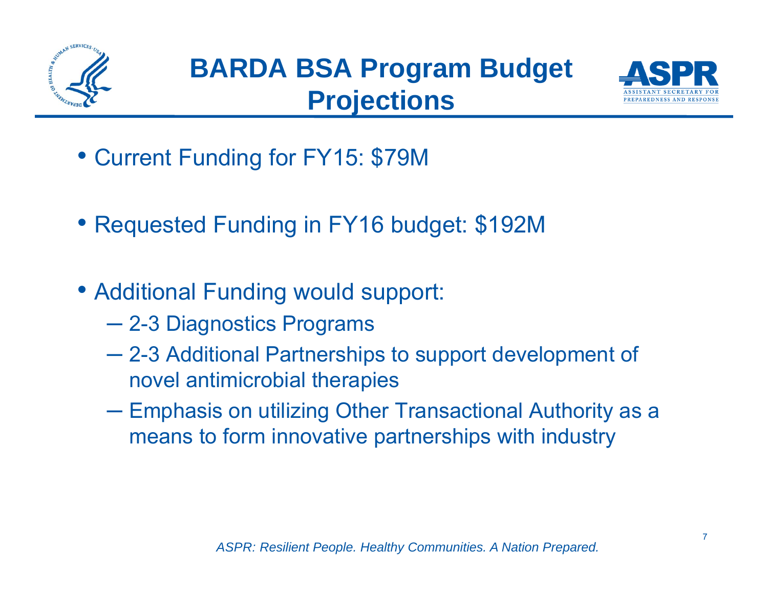# BARDA BSA Program Budget Projections

- Current Funding for FY15: $79M
- Requested Funding in FY16 budget: $192M
- Additional Funding would support:
  - 2-3 Diagnostics Programs
  - 2-3 Additional Partnerships to support development of novel antimicrobial therapies
  - Emphasis on utilizing Other Transactional Authority as a means to form innovative partnerships with industry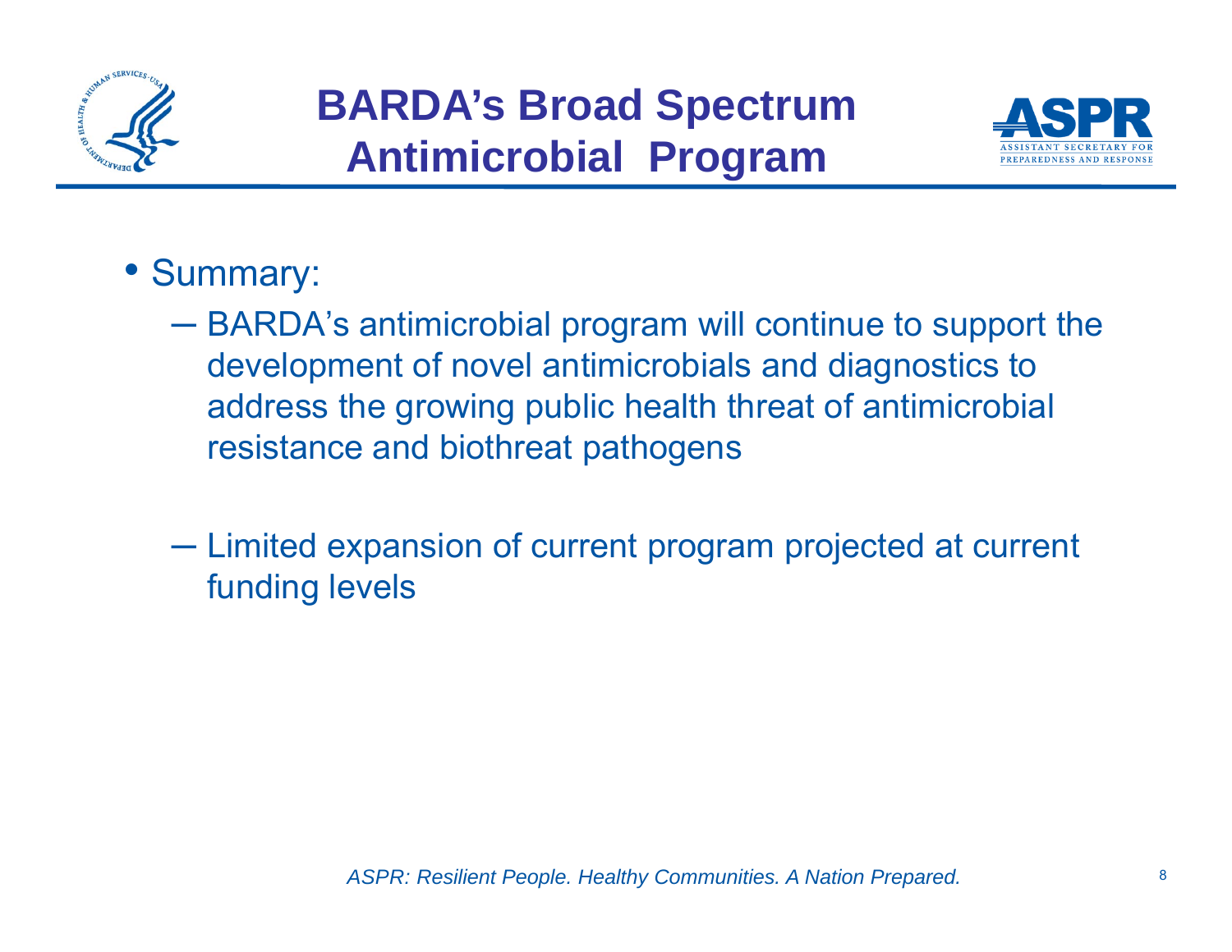# BARDA's Broad Spectrum Antimicrobial Program

- Summary:
  - BARDA's antimicrobial program will continue to support the development of novel antimicrobials and diagnostics to address the growing public health threat of antimicrobial resistance and biothreat pathogens
  - Limited expansion of current program projected at current funding levels